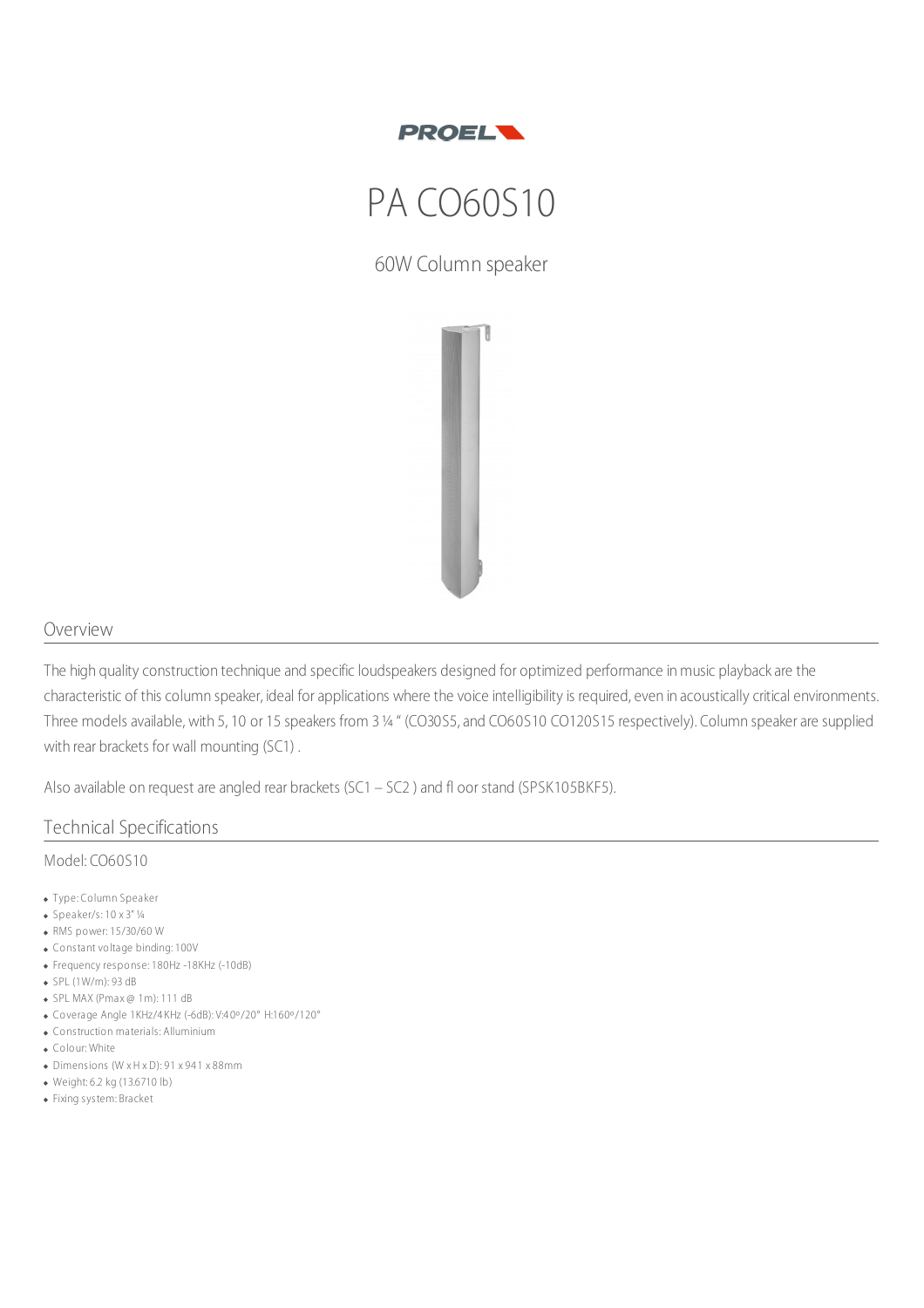PROEL

# PA CO60S10

60W Column speaker

## Overview

The high quality construction technique and specific loudspeakers designed for optimized performance in music playback are the characteristic of this column speaker, ideal for applications where the voice intelligibility is required, even in acoustically critical environments. Three models available, with 5, 10 or 15 speakers from 3 ¼ " (CO30S5, and CO60S10 CO120S15 respectively). Column speaker are supplied with rear brackets for wall mounting (SC1) .

Also available on request are angled rear brackets (SC1 – SC2 ) and fl oor stand (SPSK105BKF5).

## Technical Specifications

Model: CO60S10

- Type: Column Speaker
- Speaker/s: 10 x 3" ¼
- RMS power: 15/30/60 W
- Constant voltage binding: 100V
- Frequency response: 180Hz -18KHz (-10dB)
- SPL (1W/m): 93 dB
- SPL MAX (Pmax @ 1m): 111 dB
- Coverage Angle 1KHz/4KHz (-6dB): V:40º/20° H:160º/120°
- Construction materials: Alluminium
- Colour: White
- Dimensions (W x H x D): 91 x 941 x 88mm
- Weight: 6.2 kg (13.6710 lb)
- Fixing system: Bracket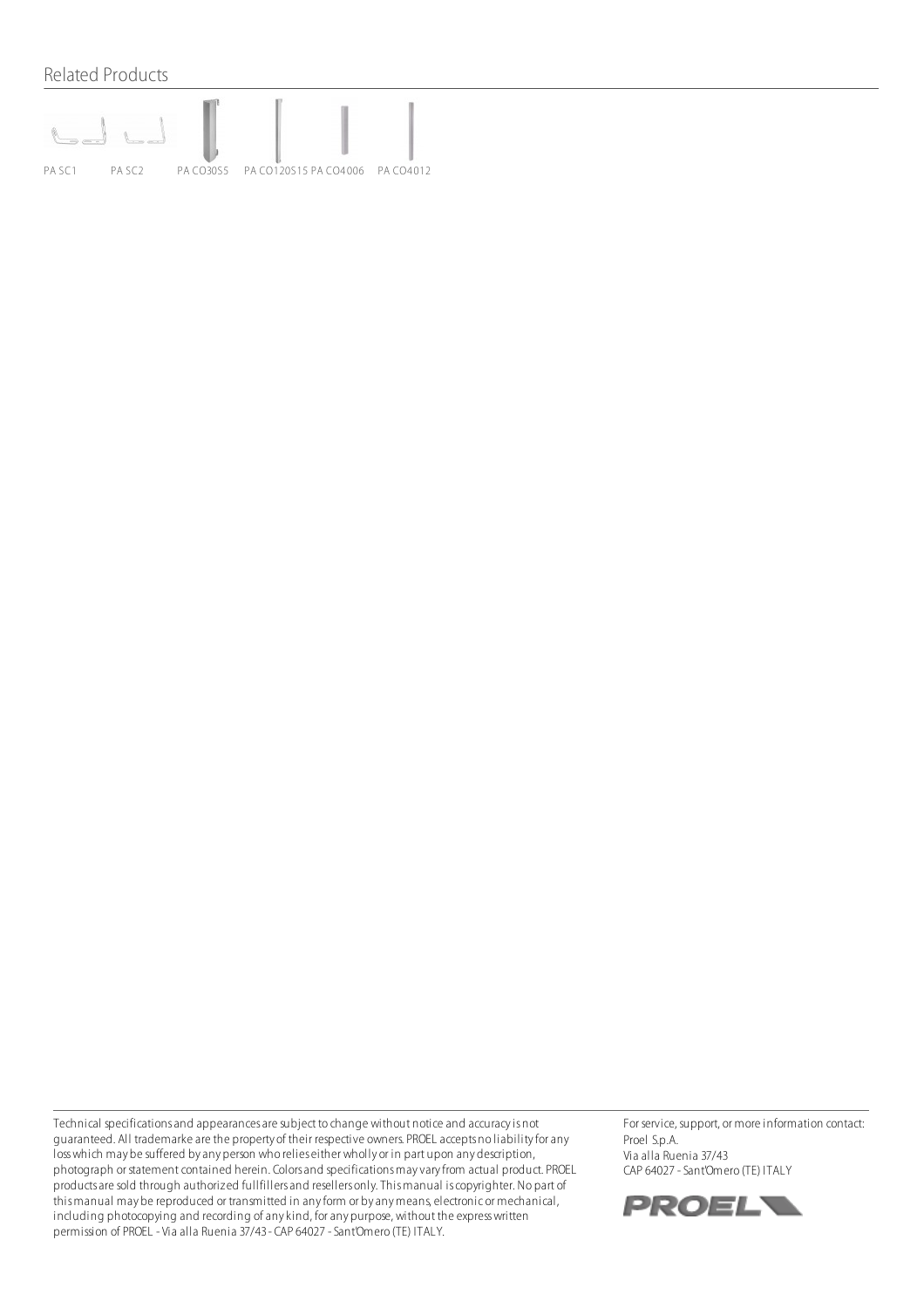## Related Products

PA SC1 PA SC2 PA CO30S5 PA CO120S15 PA CO4006 PA CO4012

Technical specifications and appearances are subject to change without notice and accuracy is not guaranteed. All trademarke are the property of their respective owners. PROEL accepts no liability for any loss which may be suffered by any person who relies either wholly or in part upon any description, photograph or statement contained herein. Colors and specifications may vary from actual product. PROEL products are sold through authorized fullfillers and resellers only. This manual is copyrighter. No part of this manual may be reproduced or transmitted in any form or by any means, electronic or mechanical, including photocopying and recording of any kind, for any purpose, without the express written permission of PROEL - Via alla Ruenia 37/43 - CAP 64027 - Sant'Omero (TE) ITALY.

For service, support, or more information contact:
Proel S.p.A.
Via alla Ruenia 37/43
CAP 64027 - Sant'Omero (TE) ITALY

PROEL